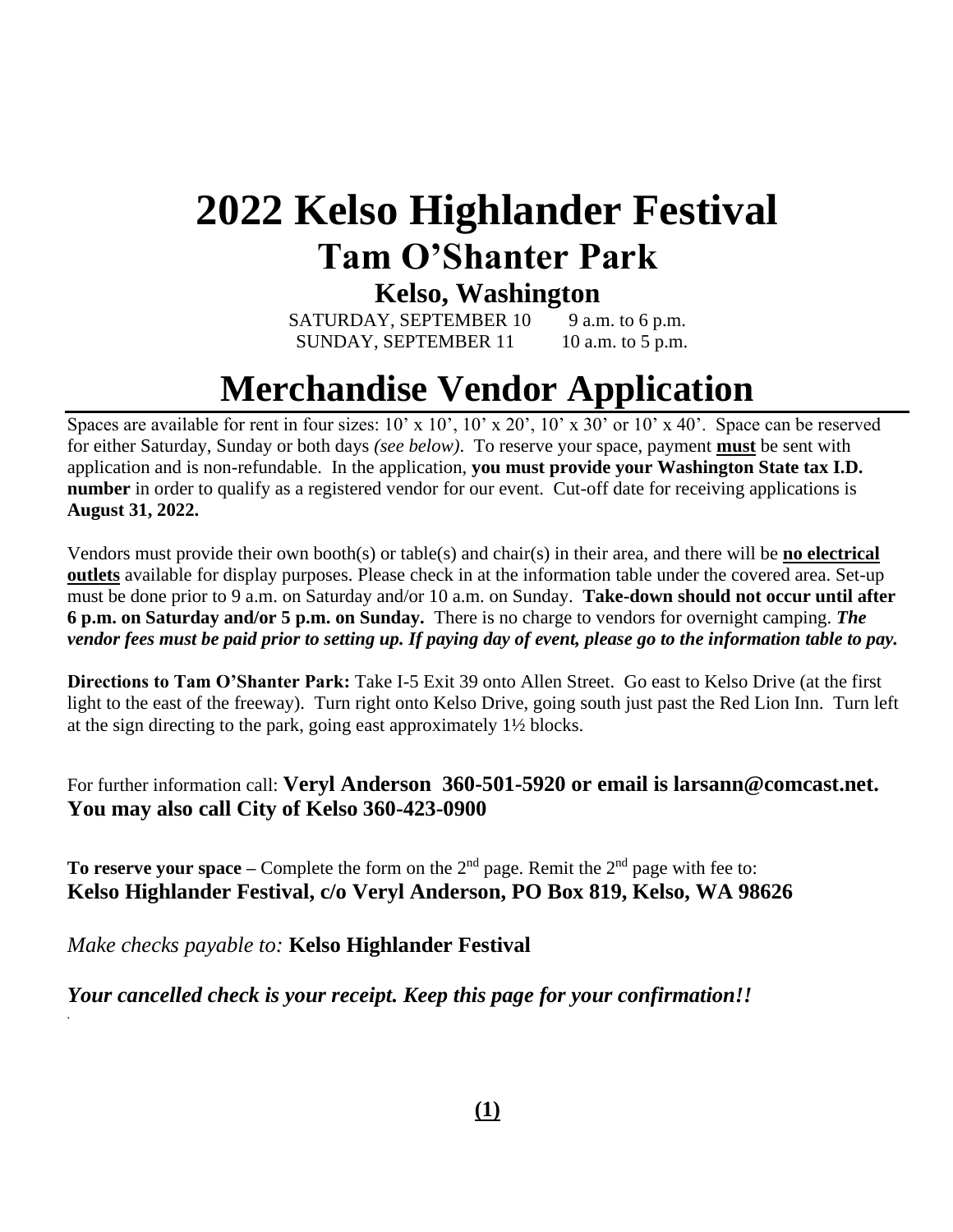# 2022 Kelso Highlander Festival

## Tam O'Shanter Park

### Kelso, Washington

SATURDAY, SEPTEMBER 10 9 a.m. to 6 p.m.
SUNDAY, SEPTEMBER 11 10 a.m. to 5 p.m.

# Merchandise Vendor Application

Spaces are available for rent in four sizes: 10' x 10', 10' x 20', 10' x 30' or 10' x 40'. Space can be reserved for either Saturday, Sunday or both days *(see below)*. To reserve your space, payment **must** be sent with application and is non-refundable. In the application, **you must provide your Washington State tax I.D. number** in order to qualify as a registered vendor for our event. Cut-off date for receiving applications is **August 31, 2022.**

Vendors must provide their own booth(s) or table(s) and chair(s) in their area, and there will be **no electrical outlets** available for display purposes. Please check in at the information table under the covered area. Set-up must be done prior to 9 a.m. on Saturday and/or 10 a.m. on Sunday. **Take-down should not occur until after 6 p.m. on Saturday and/or 5 p.m. on Sunday.** There is no charge to vendors for overnight camping. ***The vendor fees must be paid prior to setting up. If paying day of event, please go to the information table to pay.***

**Directions to Tam O'Shanter Park:** Take I-5 Exit 39 onto Allen Street. Go east to Kelso Drive (at the first light to the east of the freeway). Turn right onto Kelso Drive, going south just past the Red Lion Inn. Turn left at the sign directing to the park, going east approximately 1½ blocks.

For further information call: **Veryl Anderson 360-501-5920 or email is larsann@comcast.net. You may also call City of Kelso 360-423-0900**

**To reserve your space** – Complete the form on the 2nd page. Remit the 2nd page with fee to:
**Kelso Highlander Festival, c/o Veryl Anderson, PO Box 819, Kelso, WA 98626**

*Make checks payable to:* **Kelso Highlander Festival**

***Your cancelled check is your receipt. Keep this page for your confirmation!!***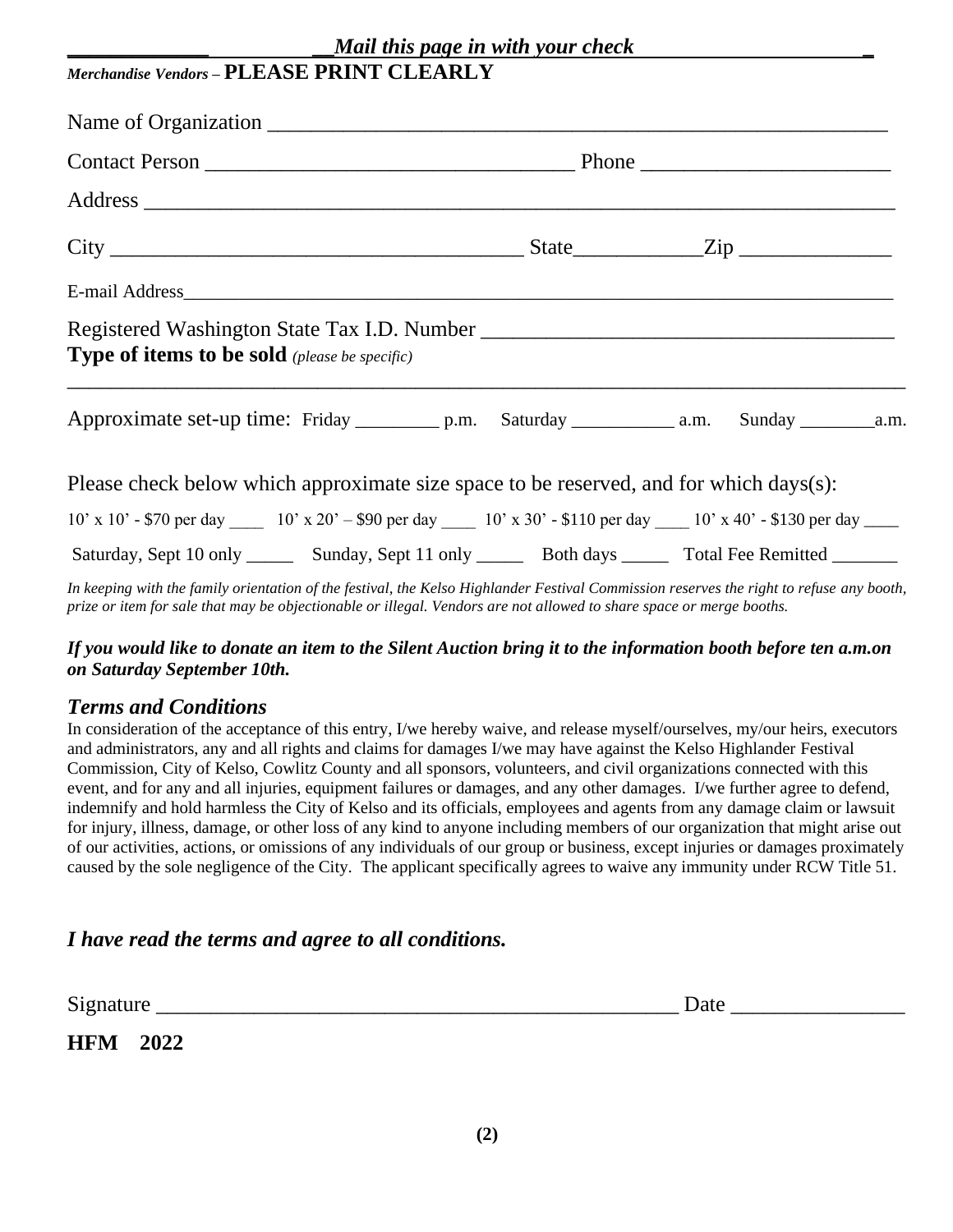***Mail this page in with your check***

*Merchandise Vendors* – **PLEASE PRINT CLEARLY**

Name of Organization _______________________________________________________

Contact Person _________________________________ Phone ______________________

Address ________________________________________________________________

City _____________________________________ State___________Zip _____________

E-mail Address__________________________________________________________

Registered Washington State Tax I.D. Number ____________________________________

**Type of items to be sold** *(please be specific)*

________________________________________________________________________

Approximate set-up time: Friday _________ p.m. Saturday ___________ a.m. Sunday ________a.m.

Please check below which approximate size space to be reserved, and for which days(s):

10' x 10' - $70 per day ____ 10' x 20' – $90 per day ____ 10' x 30' - $110 per day ____ 10' x 40' - $130 per day ____

Saturday, Sept 10 only _____ Sunday, Sept 11 only _____ Both days _____ Total Fee Remitted _______

*In keeping with the family orientation of the festival, the Kelso Highlander Festival Commission reserves the right to refuse any booth, prize or item for sale that may be objectionable or illegal. Vendors are not allowed to share space or merge booths.*

***If you would like to donate an item to the Silent Auction bring it to the information booth before ten a.m.on on Saturday September 10th.***

## *Terms and Conditions*

In consideration of the acceptance of this entry, I/we hereby waive, and release myself/ourselves, my/our heirs, executors and administrators, any and all rights and claims for damages I/we may have against the Kelso Highlander Festival Commission, City of Kelso, Cowlitz County and all sponsors, volunteers, and civil organizations connected with this event, and for any and all injuries, equipment failures or damages, and any other damages. I/we further agree to defend, indemnify and hold harmless the City of Kelso and its officials, employees and agents from any damage claim or lawsuit for injury, illness, damage, or other loss of any kind to anyone including members of our organization that might arise out of our activities, actions, or omissions of any individuals of our group or business, except injuries or damages proximately caused by the sole negligence of the City. The applicant specifically agrees to waive any immunity under RCW Title 51.

***I have read the terms and agree to all conditions.***

Signature ______________________________________________ Date ________________

**HFM 2022**